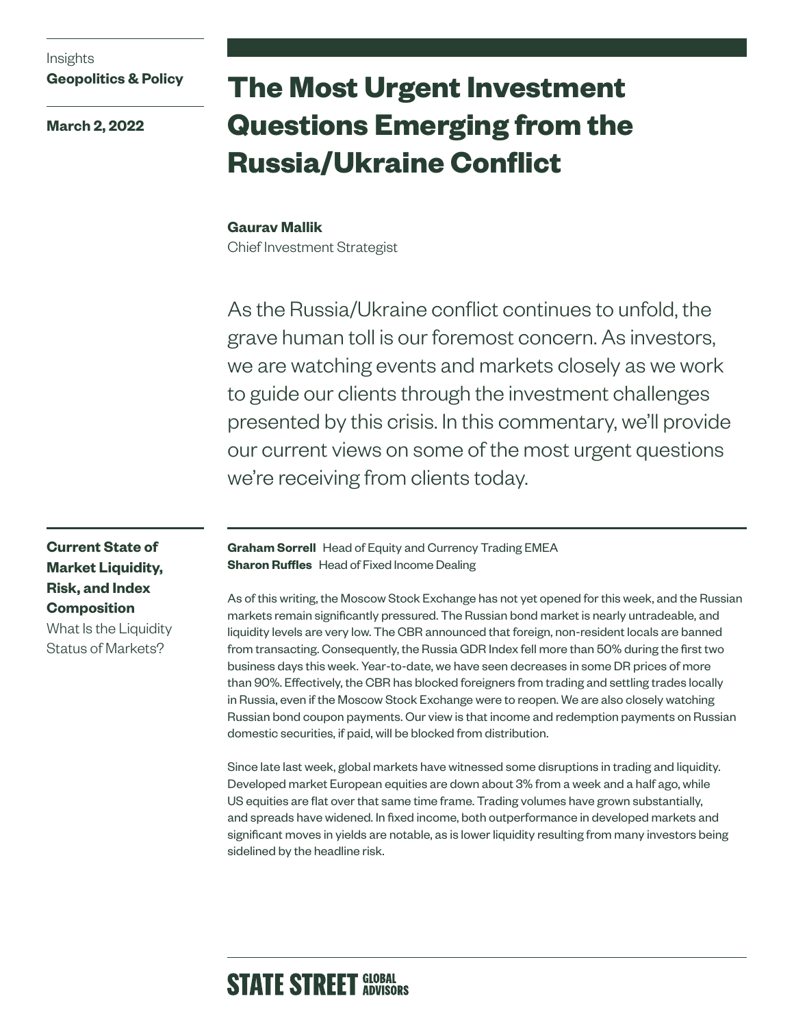Insights
**Geopolitics & Policy**

**March 2, 2022**

# The Most Urgent Investment Questions Emerging from the Russia/Ukraine Conflict

**Gaurav Mallik**
Chief Investment Strategist

As the Russia/Ukraine conflict continues to unfold, the grave human toll is our foremost concern. As investors, we are watching events and markets closely as we work to guide our clients through the investment challenges presented by this crisis. In this commentary, we'll provide our current views on some of the most urgent questions we're receiving from clients today.

## Current State of Market Liquidity, Risk, and Index Composition

### What Is the Liquidity Status of Markets?

**Graham Sorrell** Head of Equity and Currency Trading EMEA
**Sharon Ruffles** Head of Fixed Income Dealing

As of this writing, the Moscow Stock Exchange has not yet opened for this week, and the Russian markets remain significantly pressured. The Russian bond market is nearly untradeable, and liquidity levels are very low. The CBR announced that foreign, non-resident locals are banned from transacting. Consequently, the Russia GDR Index fell more than 50% during the first two business days this week. Year-to-date, we have seen decreases in some DR prices of more than 90%. Effectively, the CBR has blocked foreigners from trading and settling trades locally in Russia, even if the Moscow Stock Exchange were to reopen. We are also closely watching Russian bond coupon payments. Our view is that income and redemption payments on Russian domestic securities, if paid, will be blocked from distribution.

Since late last week, global markets have witnessed some disruptions in trading and liquidity. Developed market European equities are down about 3% from a week and a half ago, while US equities are flat over that same time frame. Trading volumes have grown substantially, and spreads have widened. In fixed income, both outperformance in developed markets and significant moves in yields are notable, as is lower liquidity resulting from many investors being sidelined by the headline risk.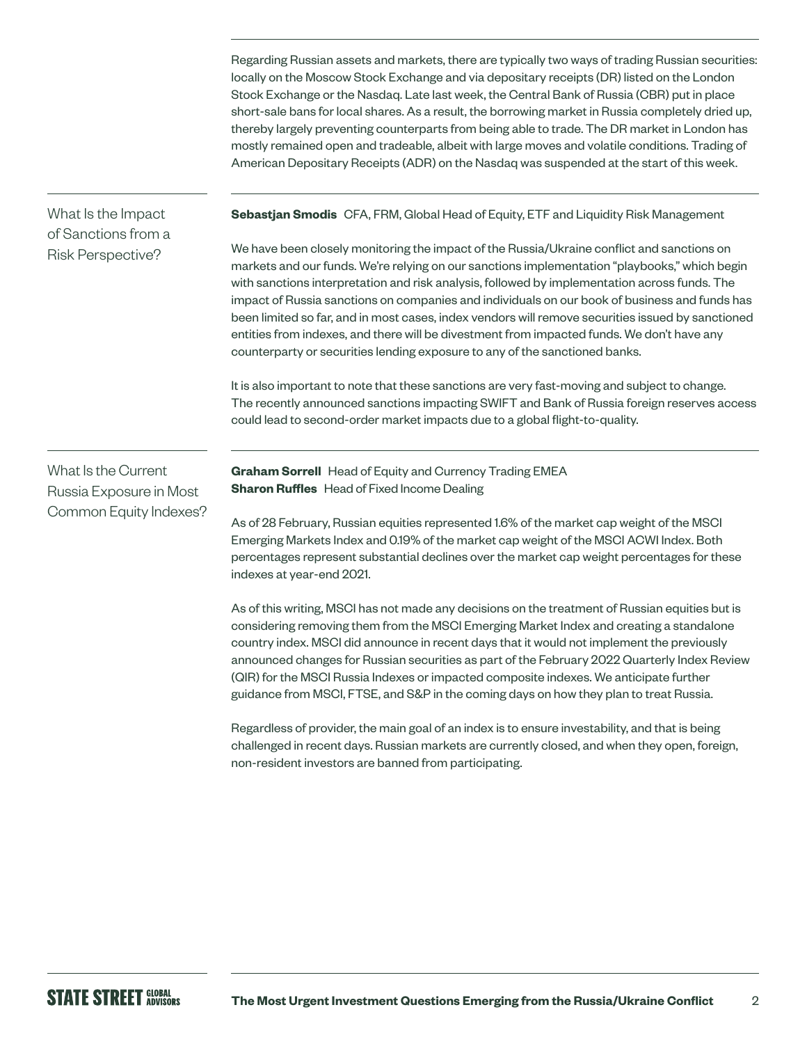Regarding Russian assets and markets, there are typically two ways of trading Russian securities: locally on the Moscow Stock Exchange and via depositary receipts (DR) listed on the London Stock Exchange or the Nasdaq. Late last week, the Central Bank of Russia (CBR) put in place short-sale bans for local shares. As a result, the borrowing market in Russia completely dried up, thereby largely preventing counterparts from being able to trade. The DR market in London has mostly remained open and tradeable, albeit with large moves and volatile conditions. Trading of American Depositary Receipts (ADR) on the Nasdaq was suspended at the start of this week.

## What Is the Impact of Sanctions from a Risk Perspective?

**Sebastjan Smodis** CFA, FRM, Global Head of Equity, ETF and Liquidity Risk Management

We have been closely monitoring the impact of the Russia/Ukraine conflict and sanctions on markets and our funds. We're relying on our sanctions implementation "playbooks," which begin with sanctions interpretation and risk analysis, followed by implementation across funds. The impact of Russia sanctions on companies and individuals on our book of business and funds has been limited so far, and in most cases, index vendors will remove securities issued by sanctioned entities from indexes, and there will be divestment from impacted funds. We don't have any counterparty or securities lending exposure to any of the sanctioned banks.

It is also important to note that these sanctions are very fast-moving and subject to change. The recently announced sanctions impacting SWIFT and Bank of Russia foreign reserves access could lead to second-order market impacts due to a global flight-to-quality.

## What Is the Current Russia Exposure in Most Common Equity Indexes?

**Graham Sorrell** Head of Equity and Currency Trading EMEA
**Sharon Ruffles** Head of Fixed Income Dealing

As of 28 February, Russian equities represented 1.6% of the market cap weight of the MSCI Emerging Markets Index and 0.19% of the market cap weight of the MSCI ACWI Index. Both percentages represent substantial declines over the market cap weight percentages for these indexes at year-end 2021.

As of this writing, MSCI has not made any decisions on the treatment of Russian equities but is considering removing them from the MSCI Emerging Market Index and creating a standalone country index. MSCI did announce in recent days that it would not implement the previously announced changes for Russian securities as part of the February 2022 Quarterly Index Review (QIR) for the MSCI Russia Indexes or impacted composite indexes. We anticipate further guidance from MSCI, FTSE, and S&P in the coming days on how they plan to treat Russia.

Regardless of provider, the main goal of an index is to ensure investability, and that is being challenged in recent days. Russian markets are currently closed, and when they open, foreign, non-resident investors are banned from participating.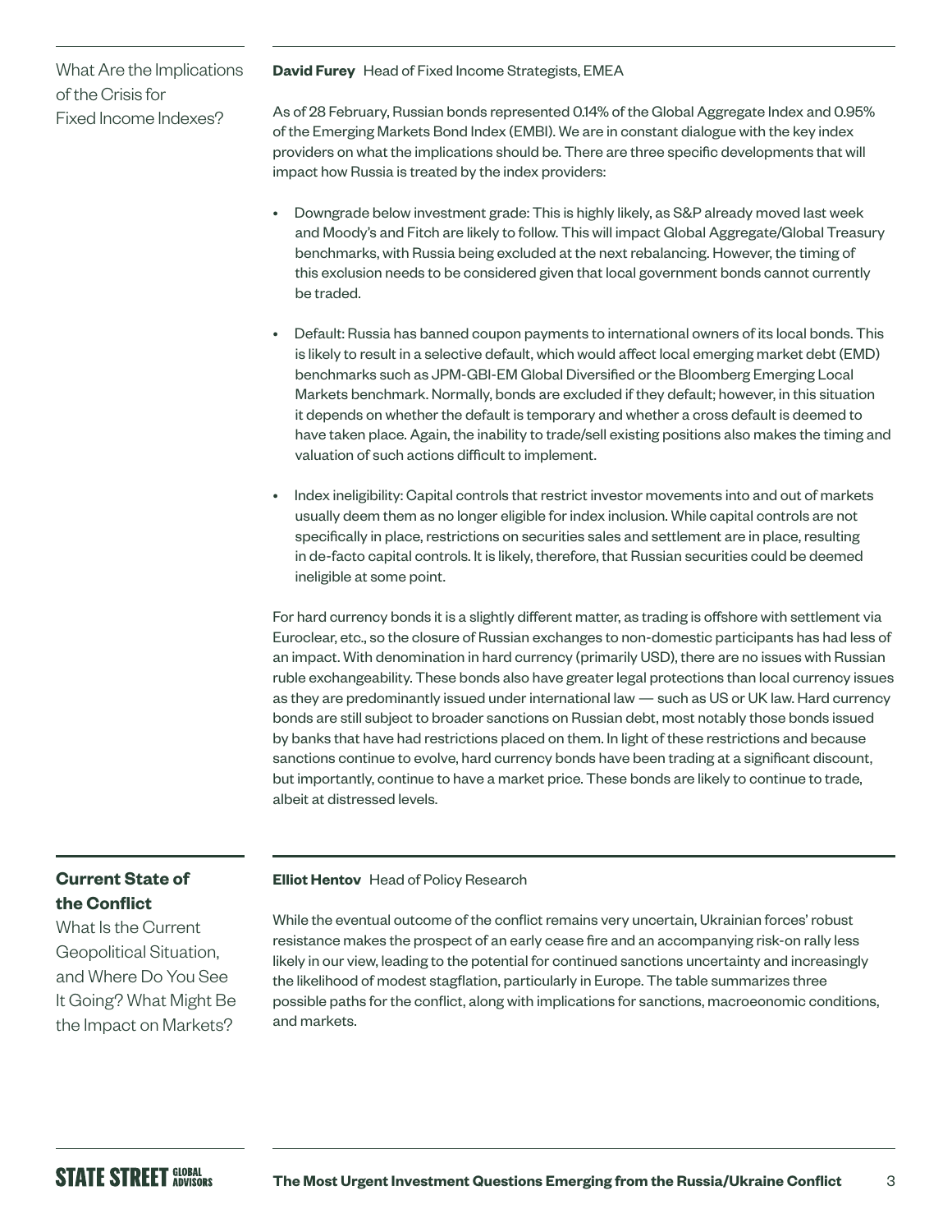## What Are the Implications of the Crisis for Fixed Income Indexes?

**David Furey** Head of Fixed Income Strategists, EMEA

As of 28 February, Russian bonds represented 0.14% of the Global Aggregate Index and 0.95% of the Emerging Markets Bond Index (EMBI). We are in constant dialogue with the key index providers on what the implications should be. There are three specific developments that will impact how Russia is treated by the index providers:

- Downgrade below investment grade: This is highly likely, as S&P already moved last week and Moody's and Fitch are likely to follow. This will impact Global Aggregate/Global Treasury benchmarks, with Russia being excluded at the next rebalancing. However, the timing of this exclusion needs to be considered given that local government bonds cannot currently be traded.

- Default: Russia has banned coupon payments to international owners of its local bonds. This is likely to result in a selective default, which would affect local emerging market debt (EMD) benchmarks such as JPM-GBI-EM Global Diversified or the Bloomberg Emerging Local Markets benchmark. Normally, bonds are excluded if they default; however, in this situation it depends on whether the default is temporary and whether a cross default is deemed to have taken place. Again, the inability to trade/sell existing positions also makes the timing and valuation of such actions difficult to implement.

- Index ineligibility: Capital controls that restrict investor movements into and out of markets usually deem them as no longer eligible for index inclusion. While capital controls are not specifically in place, restrictions on securities sales and settlement are in place, resulting in de-facto capital controls. It is likely, therefore, that Russian securities could be deemed ineligible at some point.

For hard currency bonds it is a slightly different matter, as trading is offshore with settlement via Euroclear, etc., so the closure of Russian exchanges to non-domestic participants has had less of an impact. With denomination in hard currency (primarily USD), there are no issues with Russian ruble exchangeability. These bonds also have greater legal protections than local currency issues as they are predominantly issued under international law — such as US or UK law. Hard currency bonds are still subject to broader sanctions on Russian debt, most notably those bonds issued by banks that have had restrictions placed on them. In light of these restrictions and because sanctions continue to evolve, hard currency bonds have been trading at a significant discount, but importantly, continue to have a market price. These bonds are likely to continue to trade, albeit at distressed levels.

## Current State of the Conflict

### What Is the Current Geopolitical Situation, and Where Do You See It Going? What Might Be the Impact on Markets?

**Elliot Hentov** Head of Policy Research

While the eventual outcome of the conflict remains very uncertain, Ukrainian forces' robust resistance makes the prospect of an early cease fire and an accompanying risk-on rally less likely in our view, leading to the potential for continued sanctions uncertainty and increasingly the likelihood of modest stagflation, particularly in Europe. The table summarizes three possible paths for the conflict, along with implications for sanctions, macroeonomic conditions, and markets.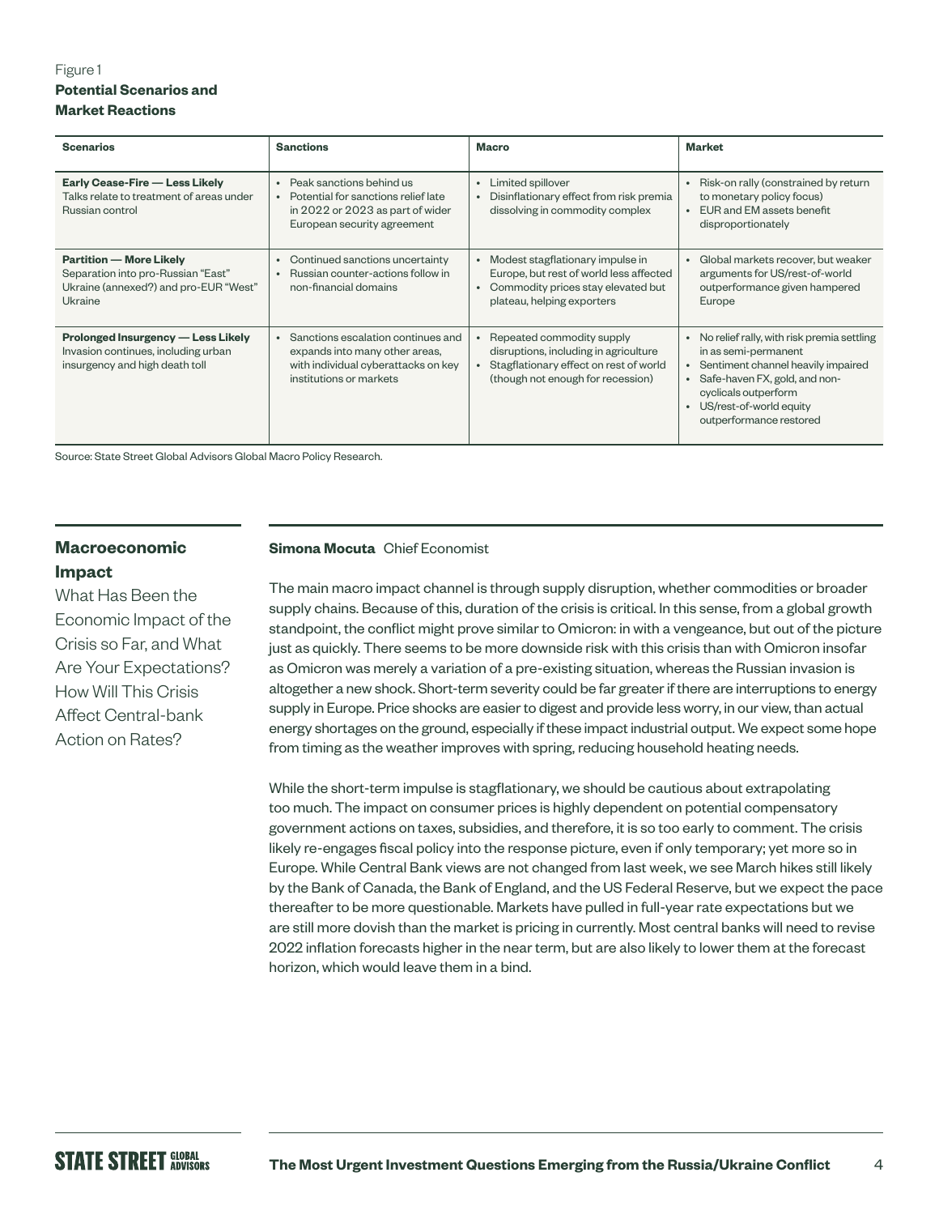Figure 1
**Potential Scenarios and Market Reactions**

| Scenarios | Sanctions | Macro | Market |
|---|---|---|---|
| **Early Cease-Fire — Less Likely** Talks relate to treatment of areas under Russian control | • Peak sanctions behind us • Potential for sanctions relief late in 2022 or 2023 as part of wider European security agreement | • Limited spillover • Disinflationary effect from risk premia dissolving in commodity complex | • Risk-on rally (constrained by return to monetary policy focus) • EUR and EM assets benefit disproportionately |
| **Partition — More Likely** Separation into pro-Russian "East" Ukraine (annexed?) and pro-EUR "West" Ukraine | • Continued sanctions uncertainty • Russian counter-actions follow in non-financial domains | • Modest stagflationary impulse in Europe, but rest of world less affected • Commodity prices stay elevated but plateau, helping exporters | • Global markets recover, but weaker arguments for US/rest-of-world outperformance given hampered Europe |
| **Prolonged Insurgency — Less Likely** Invasion continues, including urban insurgency and high death toll | • Sanctions escalation continues and expands into many other areas, with individual cyberattacks on key institutions or markets | • Repeated commodity supply disruptions, including in agriculture • Stagflationary effect on rest of world (though not enough for recession) | • No relief rally, with risk premia settling in as semi-permanent • Sentiment channel heavily impaired • Safe-haven FX, gold, and non-cyclicals outperform • US/rest-of-world equity outperformance restored |

Source: State Street Global Advisors Global Macro Policy Research.

## Macroeconomic Impact

What Has Been the Economic Impact of the Crisis so Far, and What Are Your Expectations? How Will This Crisis Affect Central-bank Action on Rates?

**Simona Mocuta** Chief Economist

The main macro impact channel is through supply disruption, whether commodities or broader supply chains. Because of this, duration of the crisis is critical. In this sense, from a global growth standpoint, the conflict might prove similar to Omicron: in with a vengeance, but out of the picture just as quickly. There seems to be more downside risk with this crisis than with Omicron insofar as Omicron was merely a variation of a pre-existing situation, whereas the Russian invasion is altogether a new shock. Short-term severity could be far greater if there are interruptions to energy supply in Europe. Price shocks are easier to digest and provide less worry, in our view, than actual energy shortages on the ground, especially if these impact industrial output. We expect some hope from timing as the weather improves with spring, reducing household heating needs.

While the short-term impulse is stagflationary, we should be cautious about extrapolating too much. The impact on consumer prices is highly dependent on potential compensatory government actions on taxes, subsidies, and therefore, it is so too early to comment. The crisis likely re-engages fiscal policy into the response picture, even if only temporary; yet more so in Europe. While Central Bank views are not changed from last week, we see March hikes still likely by the Bank of Canada, the Bank of England, and the US Federal Reserve, but we expect the pace thereafter to be more questionable. Markets have pulled in full-year rate expectations but we are still more dovish than the market is pricing in currently. Most central banks will need to revise 2022 inflation forecasts higher in the near term, but are also likely to lower them at the forecast horizon, which would leave them in a bind.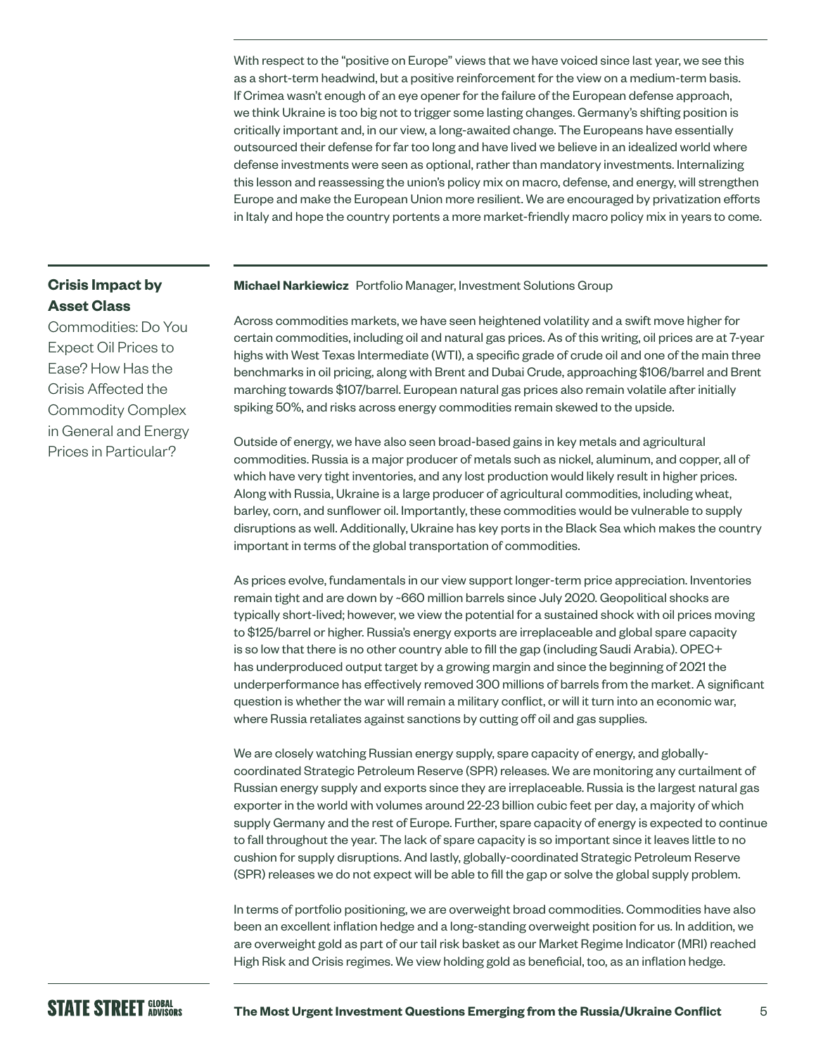With respect to the "positive on Europe" views that we have voiced since last year, we see this as a short-term headwind, but a positive reinforcement for the view on a medium-term basis. If Crimea wasn't enough of an eye opener for the failure of the European defense approach, we think Ukraine is too big not to trigger some lasting changes. Germany's shifting position is critically important and, in our view, a long-awaited change. The Europeans have essentially outsourced their defense for far too long and have lived we believe in an idealized world where defense investments were seen as optional, rather than mandatory investments. Internalizing this lesson and reassessing the union's policy mix on macro, defense, and energy, will strengthen Europe and make the European Union more resilient. We are encouraged by privatization efforts in Italy and hope the country portents a more market-friendly macro policy mix in years to come.

## Crisis Impact by Asset Class

### Commodities: Do You Expect Oil Prices to Ease? How Has the Crisis Affected the Commodity Complex in General and Energy Prices in Particular?

**Michael Narkiewicz** Portfolio Manager, Investment Solutions Group

Across commodities markets, we have seen heightened volatility and a swift move higher for certain commodities, including oil and natural gas prices. As of this writing, oil prices are at 7-year highs with West Texas Intermediate (WTI), a specific grade of crude oil and one of the main three benchmarks in oil pricing, along with Brent and Dubai Crude, approaching $106/barrel and Brent marching towards $107/barrel. European natural gas prices also remain volatile after initially spiking 50%, and risks across energy commodities remain skewed to the upside.

Outside of energy, we have also seen broad-based gains in key metals and agricultural commodities. Russia is a major producer of metals such as nickel, aluminum, and copper, all of which have very tight inventories, and any lost production would likely result in higher prices. Along with Russia, Ukraine is a large producer of agricultural commodities, including wheat, barley, corn, and sunflower oil. Importantly, these commodities would be vulnerable to supply disruptions as well. Additionally, Ukraine has key ports in the Black Sea which makes the country important in terms of the global transportation of commodities.

As prices evolve, fundamentals in our view support longer-term price appreciation. Inventories remain tight and are down by ~660 million barrels since July 2020. Geopolitical shocks are typically short-lived; however, we view the potential for a sustained shock with oil prices moving to $125/barrel or higher. Russia's energy exports are irreplaceable and global spare capacity is so low that there is no other country able to fill the gap (including Saudi Arabia). OPEC+ has underproduced output target by a growing margin and since the beginning of 2021 the underperformance has effectively removed 300 millions of barrels from the market. A significant question is whether the war will remain a military conflict, or will it turn into an economic war, where Russia retaliates against sanctions by cutting off oil and gas supplies.

We are closely watching Russian energy supply, spare capacity of energy, and globally-coordinated Strategic Petroleum Reserve (SPR) releases. We are monitoring any curtailment of Russian energy supply and exports since they are irreplaceable. Russia is the largest natural gas exporter in the world with volumes around 22-23 billion cubic feet per day, a majority of which supply Germany and the rest of Europe. Further, spare capacity of energy is expected to continue to fall throughout the year. The lack of spare capacity is so important since it leaves little to no cushion for supply disruptions. And lastly, globally-coordinated Strategic Petroleum Reserve (SPR) releases we do not expect will be able to fill the gap or solve the global supply problem.

In terms of portfolio positioning, we are overweight broad commodities. Commodities have also been an excellent inflation hedge and a long-standing overweight position for us. In addition, we are overweight gold as part of our tail risk basket as our Market Regime Indicator (MRI) reached High Risk and Crisis regimes. We view holding gold as beneficial, too, as an inflation hedge.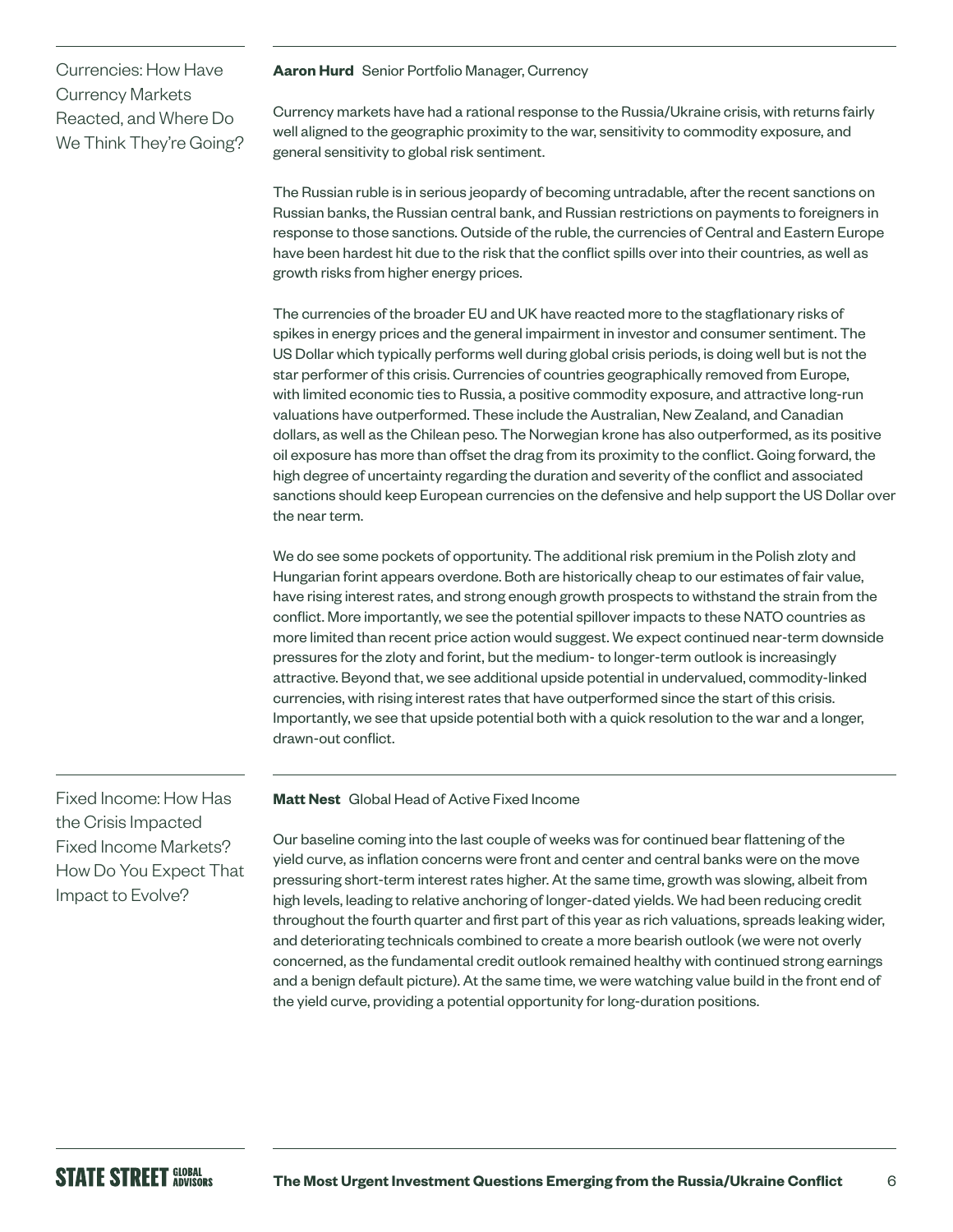## Currencies: How Have Currency Markets Reacted, and Where Do We Think They're Going?

**Aaron Hurd** Senior Portfolio Manager, Currency

Currency markets have had a rational response to the Russia/Ukraine crisis, with returns fairly well aligned to the geographic proximity to the war, sensitivity to commodity exposure, and general sensitivity to global risk sentiment.

The Russian ruble is in serious jeopardy of becoming untradable, after the recent sanctions on Russian banks, the Russian central bank, and Russian restrictions on payments to foreigners in response to those sanctions. Outside of the ruble, the currencies of Central and Eastern Europe have been hardest hit due to the risk that the conflict spills over into their countries, as well as growth risks from higher energy prices.

The currencies of the broader EU and UK have reacted more to the stagflationary risks of spikes in energy prices and the general impairment in investor and consumer sentiment. The US Dollar which typically performs well during global crisis periods, is doing well but is not the star performer of this crisis. Currencies of countries geographically removed from Europe, with limited economic ties to Russia, a positive commodity exposure, and attractive long-run valuations have outperformed. These include the Australian, New Zealand, and Canadian dollars, as well as the Chilean peso. The Norwegian krone has also outperformed, as its positive oil exposure has more than offset the drag from its proximity to the conflict. Going forward, the high degree of uncertainty regarding the duration and severity of the conflict and associated sanctions should keep European currencies on the defensive and help support the US Dollar over the near term.

We do see some pockets of opportunity. The additional risk premium in the Polish zloty and Hungarian forint appears overdone. Both are historically cheap to our estimates of fair value, have rising interest rates, and strong enough growth prospects to withstand the strain from the conflict. More importantly, we see the potential spillover impacts to these NATO countries as more limited than recent price action would suggest. We expect continued near-term downside pressures for the zloty and forint, but the medium- to longer-term outlook is increasingly attractive. Beyond that, we see additional upside potential in undervalued, commodity-linked currencies, with rising interest rates that have outperformed since the start of this crisis. Importantly, we see that upside potential both with a quick resolution to the war and a longer, drawn-out conflict.

## Fixed Income: How Has the Crisis Impacted Fixed Income Markets? How Do You Expect That Impact to Evolve?

**Matt Nest** Global Head of Active Fixed Income

Our baseline coming into the last couple of weeks was for continued bear flattening of the yield curve, as inflation concerns were front and center and central banks were on the move pressuring short-term interest rates higher. At the same time, growth was slowing, albeit from high levels, leading to relative anchoring of longer-dated yields. We had been reducing credit throughout the fourth quarter and first part of this year as rich valuations, spreads leaking wider, and deteriorating technicals combined to create a more bearish outlook (we were not overly concerned, as the fundamental credit outlook remained healthy with continued strong earnings and a benign default picture). At the same time, we were watching value build in the front end of the yield curve, providing a potential opportunity for long-duration positions.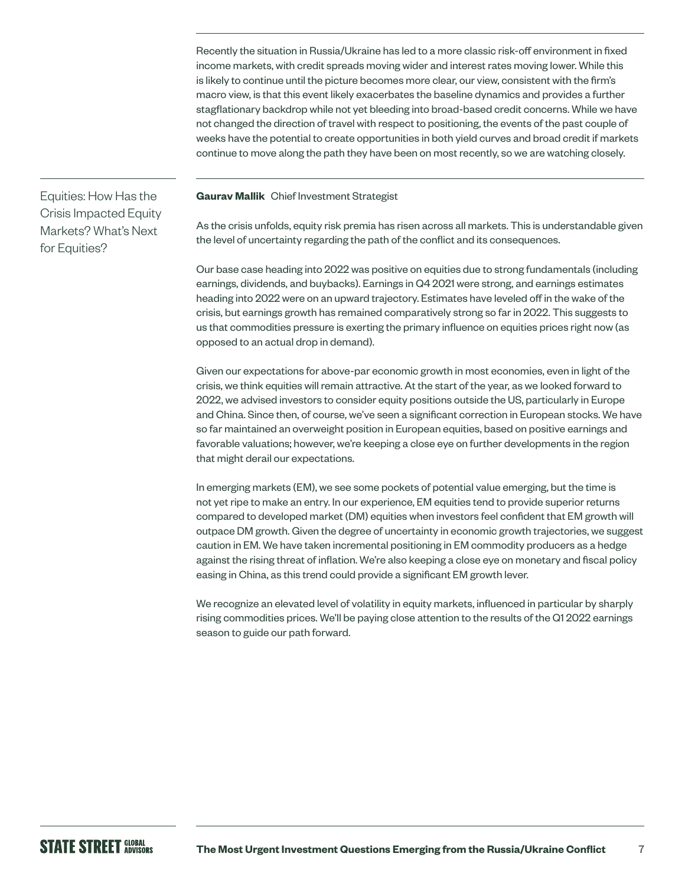Recently the situation in Russia/Ukraine has led to a more classic risk-off environment in fixed income markets, with credit spreads moving wider and interest rates moving lower. While this is likely to continue until the picture becomes more clear, our view, consistent with the firm's macro view, is that this event likely exacerbates the baseline dynamics and provides a further stagflationary backdrop while not yet bleeding into broad-based credit concerns. While we have not changed the direction of travel with respect to positioning, the events of the past couple of weeks have the potential to create opportunities in both yield curves and broad credit if markets continue to move along the path they have been on most recently, so we are watching closely.

## Equities: How Has the Crisis Impacted Equity Markets? What's Next for Equities?

**Gaurav Mallik** Chief Investment Strategist

As the crisis unfolds, equity risk premia has risen across all markets. This is understandable given the level of uncertainty regarding the path of the conflict and its consequences.

Our base case heading into 2022 was positive on equities due to strong fundamentals (including earnings, dividends, and buybacks). Earnings in Q4 2021 were strong, and earnings estimates heading into 2022 were on an upward trajectory. Estimates have leveled off in the wake of the crisis, but earnings growth has remained comparatively strong so far in 2022. This suggests to us that commodities pressure is exerting the primary influence on equities prices right now (as opposed to an actual drop in demand).

Given our expectations for above-par economic growth in most economies, even in light of the crisis, we think equities will remain attractive. At the start of the year, as we looked forward to 2022, we advised investors to consider equity positions outside the US, particularly in Europe and China. Since then, of course, we've seen a significant correction in European stocks. We have so far maintained an overweight position in European equities, based on positive earnings and favorable valuations; however, we're keeping a close eye on further developments in the region that might derail our expectations.

In emerging markets (EM), we see some pockets of potential value emerging, but the time is not yet ripe to make an entry. In our experience, EM equities tend to provide superior returns compared to developed market (DM) equities when investors feel confident that EM growth will outpace DM growth. Given the degree of uncertainty in economic growth trajectories, we suggest caution in EM. We have taken incremental positioning in EM commodity producers as a hedge against the rising threat of inflation. We're also keeping a close eye on monetary and fiscal policy easing in China, as this trend could provide a significant EM growth lever.

We recognize an elevated level of volatility in equity markets, influenced in particular by sharply rising commodities prices. We'll be paying close attention to the results of the Q1 2022 earnings season to guide our path forward.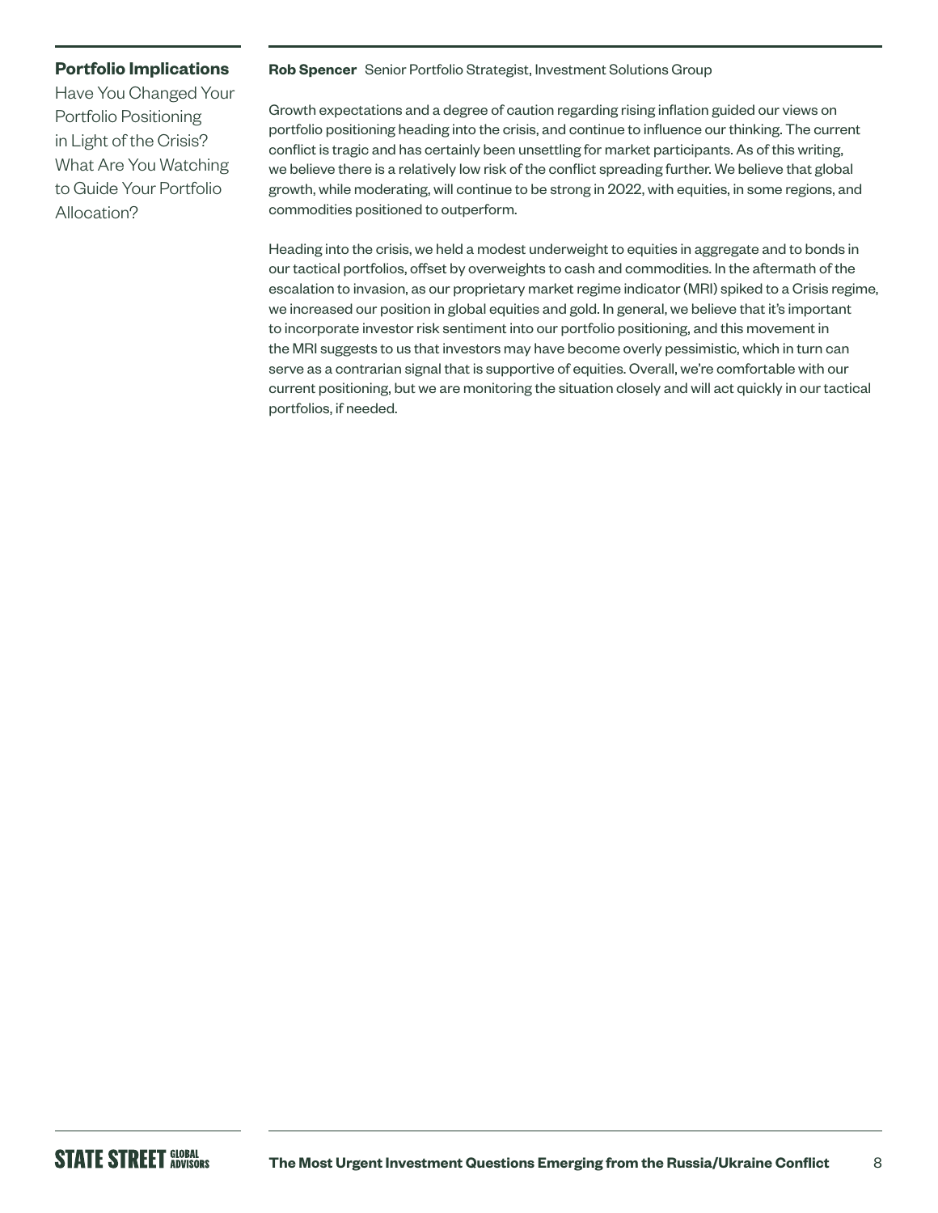## Portfolio Implications

Have You Changed Your Portfolio Positioning in Light of the Crisis? What Are You Watching to Guide Your Portfolio Allocation?

**Rob Spencer** Senior Portfolio Strategist, Investment Solutions Group

Growth expectations and a degree of caution regarding rising inflation guided our views on portfolio positioning heading into the crisis, and continue to influence our thinking. The current conflict is tragic and has certainly been unsettling for market participants. As of this writing, we believe there is a relatively low risk of the conflict spreading further. We believe that global growth, while moderating, will continue to be strong in 2022, with equities, in some regions, and commodities positioned to outperform.

Heading into the crisis, we held a modest underweight to equities in aggregate and to bonds in our tactical portfolios, offset by overweights to cash and commodities. In the aftermath of the escalation to invasion, as our proprietary market regime indicator (MRI) spiked to a Crisis regime, we increased our position in global equities and gold. In general, we believe that it's important to incorporate investor risk sentiment into our portfolio positioning, and this movement in the MRI suggests to us that investors may have become overly pessimistic, which in turn can serve as a contrarian signal that is supportive of equities. Overall, we're comfortable with our current positioning, but we are monitoring the situation closely and will act quickly in our tactical portfolios, if needed.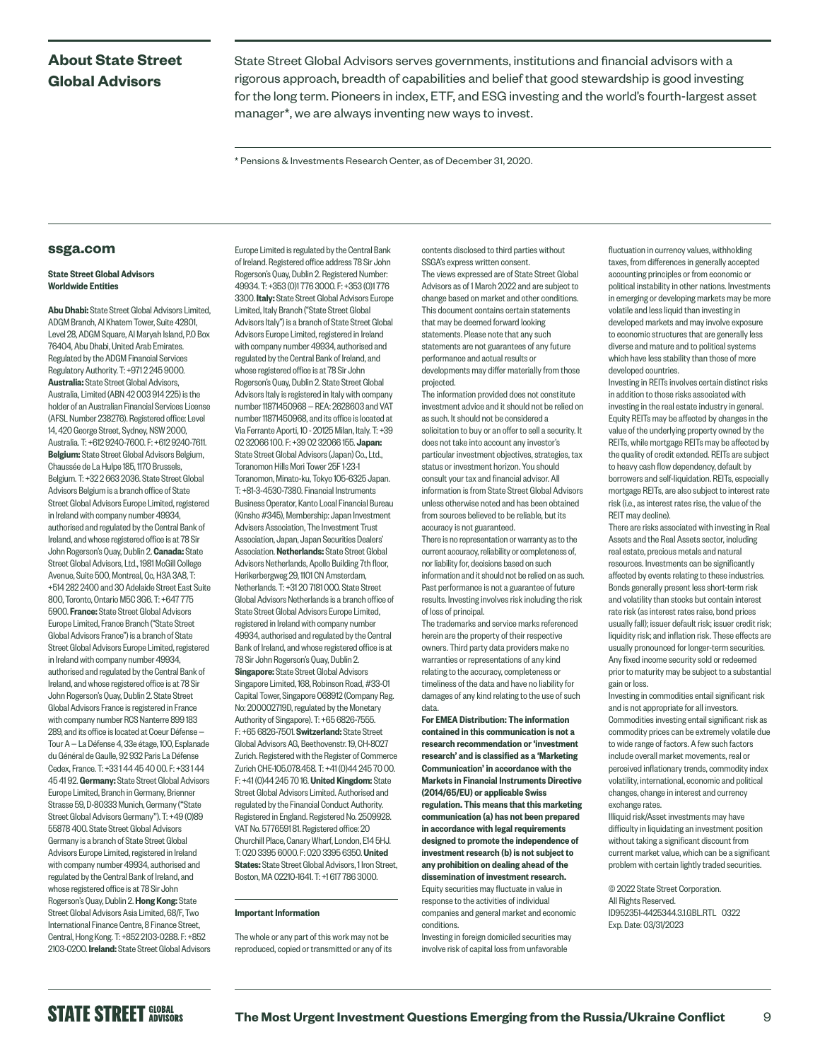## About State Street Global Advisors

State Street Global Advisors serves governments, institutions and financial advisors with a rigorous approach, breadth of capabilities and belief that good stewardship is good investing for the long term. Pioneers in index, ETF, and ESG investing and the world's fourth-largest asset manager*, we are always inventing new ways to invest.

* Pensions & Investments Research Center, as of December 31, 2020.

### ssga.com

**State Street Global Advisors Worldwide Entities**

**Abu Dhabi:** State Street Global Advisors Limited, ADGM Branch, Al Khatem Tower, Suite 42801, Level 28, ADGM Square, Al Maryah Island, P.O Box 76404, Abu Dhabi, United Arab Emirates. Regulated by the ADGM Financial Services Regulatory Authority. T: +971 2 245 9000. **Australia:** State Street Global Advisors, Australia, Limited (ABN 42 003 914 225) is the holder of an Australian Financial Services License (AFSL Number 238276). Registered office: Level 14, 420 George Street, Sydney, NSW 2000, Australia. T: +612 9240-7600. F: +612 9240-7611. **Belgium:** State Street Global Advisors Belgium, Chaussée de La Hulpe 185, 1170 Brussels, Belgium. T: +32 2 663 2036. State Street Global Advisors Belgium is a branch office of State Street Global Advisors Europe Limited, registered in Ireland with company number 49934, authorised and regulated by the Central Bank of Ireland, and whose registered office is at 78 Sir John Rogerson's Quay, Dublin 2. **Canada:** State Street Global Advisors, Ltd., 1981 McGill College Avenue, Suite 500, Montreal, Qc, H3A 3A8, T: +514 282 2400 and 30 Adelaide Street East Suite 800, Toronto, Ontario M5C 3G6. T: +647 775 5900. **France:** State Street Global Advisors Europe Limited, France Branch ("State Street Global Advisors France") is a branch of State Street Global Advisors Europe Limited, registered in Ireland with company number 49934, authorised and regulated by the Central Bank of Ireland, and whose registered office is at 78 Sir John Rogerson's Quay, Dublin 2. State Street Global Advisors France is registered in France with company number RCS Nanterre 899 183 289, and its office is located at Coeur Défense — Tour A — La Défense 4, 33e étage, 100, Esplanade du Général de Gaulle, 92 932 Paris La Défense Cedex, France. T: +33 1 44 45 40 00. F: +33 1 44 45 41 92. **Germany:** State Street Global Advisors Europe Limited, Branch in Germany, Brienner Strasse 59, D-80333 Munich, Germany ("State Street Global Advisors Germany"). T: +49 (0)89 55878 400. State Street Global Advisors Germany is a branch of State Street Global Advisors Europe Limited, registered in Ireland with company number 49934, authorised and regulated by the Central Bank of Ireland, and whose registered office is at 78 Sir John Rogerson's Quay, Dublin 2. **Hong Kong:** State Street Global Advisors Asia Limited, 68/F, Two International Finance Centre, 8 Finance Street, Central, Hong Kong. T: +852 2103-0288. F: +852 2103-0200. **Ireland:** State Street Global Advisors Europe Limited is regulated by the Central Bank of Ireland. Registered office address 78 Sir John Rogerson's Quay, Dublin 2. Registered Number: 49934. T: +353 (0)1 776 3000. F: +353 (0)1 776 3300. **Italy:** State Street Global Advisors Europe Limited, Italy Branch ("State Street Global Advisors Italy") is a branch of State Street Global Advisors Europe Limited, registered in Ireland with company number 49934, authorised and regulated by the Central Bank of Ireland, and whose registered office is at 78 Sir John Rogerson's Quay, Dublin 2. State Street Global Advisors Italy is registered in Italy with company number 11871450968 — REA: 2628603 and VAT number 11871450968, and its office is located at Via Ferrante Aporti, 10 - 20125 Milan, Italy. T: +39 02 32066 100. F: +39 02 32066 155. **Japan:** State Street Global Advisors (Japan) Co., Ltd., Toranomon Hills Mori Tower 25F 1-23-1 Toranomon, Minato-ku, Tokyo 105-6325 Japan. T: +81-3-4530-7380. Financial Instruments Business Operator, Kanto Local Financial Bureau (Kinsho #345), Membership: Japan Investment Advisers Association, The Investment Trust Association, Japan, Japan Securities Dealers' Association. **Netherlands:** State Street Global Advisors Netherlands, Apollo Building 7th floor, Herikerbergweg 29, 1101 CN Amsterdam, Netherlands. T: +31 20 7181 000. State Street Global Advisors Netherlands is a branch office of State Street Global Advisors Europe Limited, registered in Ireland with company number 49934, authorised and regulated by the Central Bank of Ireland, and whose registered office is at 78 Sir John Rogerson's Quay, Dublin 2. **Singapore:** State Street Global Advisors Singapore Limited, 168, Robinson Road, #33-01 Capital Tower, Singapore 068912 (Company Reg. No: 200002719D, regulated by the Monetary Authority of Singapore). T: +65 6826-7555. F: +65 6826-7501. **Switzerland:** State Street Global Advisors AG, Beethovenstr. 19, CH-8027 Zurich. Registered with the Register of Commerce Zurich CHE-105.078.458. T: +41 (0)44 245 70 00. F: +41 (0)44 245 70 16. **United Kingdom:** State Street Global Advisors Limited. Authorised and regulated by the Financial Conduct Authority. Registered in England. Registered No. 2509928. VAT No. 5776591 81. Registered office: 20 Churchill Place, Canary Wharf, London, E14 5HJ. T: 020 3395 6000. F: 020 3395 6350. **United States:** State Street Global Advisors, 1 Iron Street, Boston, MA 02210-1641. T: +1 617 786 3000.

**Important Information**

The whole or any part of this work may not be reproduced, copied or transmitted or any of its contents disclosed to third parties without SSGA's express written consent.

The views expressed are of State Street Global Advisors as of 1 March 2022 and are subject to change based on market and other conditions. This document contains certain statements that may be deemed forward looking statements. Please note that any such statements are not guarantees of any future performance and actual results or developments may differ materially from those projected.

The information provided does not constitute investment advice and it should not be relied on as such. It should not be considered a solicitation to buy or an offer to sell a security. It does not take into account any investor's particular investment objectives, strategies, tax status or investment horizon. You should consult your tax and financial advisor. All information is from State Street Global Advisors unless otherwise noted and has been obtained from sources believed to be reliable, but its accuracy is not guaranteed.

There is no representation or warranty as to the current accuracy, reliability or completeness of, nor liability for, decisions based on such information and it should not be relied on as such. Past performance is not a guarantee of future results. Investing involves risk including the risk of loss of principal.

The trademarks and service marks referenced herein are the property of their respective owners. Third party data providers make no warranties or representations of any kind relating to the accuracy, completeness or timeliness of the data and have no liability for damages of any kind relating to the use of such data.

**For EMEA Distribution: The information contained in this communication is not a research recommendation or 'investment research' and is classified as a 'Marketing Communication' in accordance with the Markets in Financial Instruments Directive (2014/65/EU) or applicable Swiss regulation. This means that this marketing communication (a) has not been prepared in accordance with legal requirements designed to promote the independence of investment research (b) is not subject to any prohibition on dealing ahead of the dissemination of investment research.**

Equity securities may fluctuate in value in response to the activities of individual companies and general market and economic conditions.

Investing in foreign domiciled securities may involve risk of capital loss from unfavorable fluctuation in currency values, withholding taxes, from differences in generally accepted accounting principles or from economic or political instability in other nations. Investments in emerging or developing markets may be more volatile and less liquid than investing in developed markets and may involve exposure to economic structures that are generally less diverse and mature and to political systems which have less stability than those of more developed countries.

Investing in REITs involves certain distinct risks in addition to those risks associated with investing in the real estate industry in general. Equity REITs may be affected by changes in the value of the underlying property owned by the REITs, while mortgage REITs may be affected by the quality of credit extended. REITs are subject to heavy cash flow dependency, default by borrowers and self-liquidation. REITs, especially mortgage REITs, are also subject to interest rate risk (i.e., as interest rates rise, the value of the REIT may decline).

There are risks associated with investing in Real Assets and the Real Assets sector, including real estate, precious metals and natural resources. Investments can be significantly affected by events relating to these industries.

Bonds generally present less short-term risk and volatility than stocks but contain interest rate risk (as interest rates raise, bond prices usually fall); issuer default risk; issuer credit risk; liquidity risk; and inflation risk. These effects are usually pronounced for longer-term securities. Any fixed income security sold or redeemed prior to maturity may be subject to a substantial gain or loss.

Investing in commodities entail significant risk and is not appropriate for all investors. Commodities investing entail significant risk as commodity prices can be extremely volatile due to wide range of factors. A few such factors include overall market movements, real or perceived inflationary trends, commodity index volatility, international, economic and political changes, change in interest and currency exchange rates.

Illiquid risk/Asset investments may have difficulty in liquidating an investment position without taking a significant discount from current market value, which can be a significant problem with certain lightly traded securities.

© 2022 State Street Corporation.
All Rights Reserved.
ID952351-4425344.3.1.GBL.RTL 0322
Exp. Date: 03/31/2023